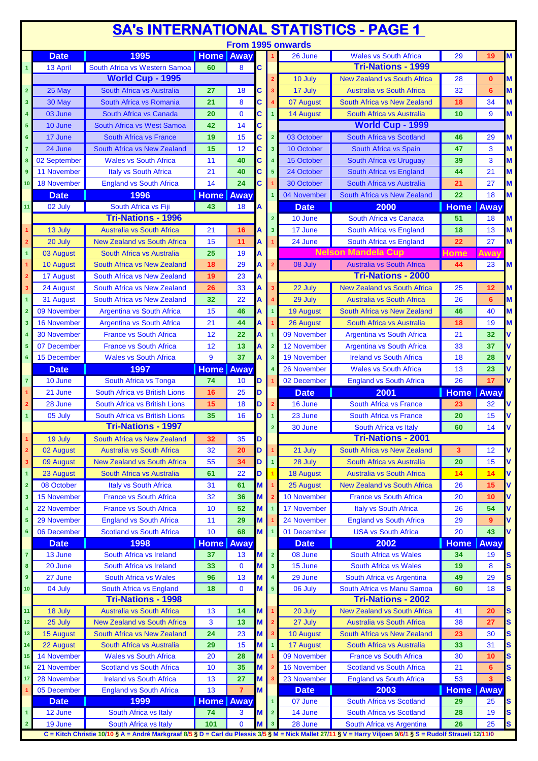# SA's INTERNATIONAL STATISTICS - PAGE 1

**From 1995 onwards**

| # | Date | 1995 | Home | Away | Coach |
|---|---|---|---|---|---|
| 1 | 13 April | South Africa vs Western Samoa | 60 | 8 | C |
| | | **World Cup - 1995** | | | |
| 2 | 25 May | South Africa vs Australia | 27 | 18 | C |
| 3 | 30 May | South Africa vs Romania | 21 | 8 | C |
| 4 | 03 June | South Africa vs Canada | 20 | 0 | C |
| 5 | 10 June | South Africa vs West Samoa | 42 | 14 | C |
| 6 | 17 June | South Africa vs France | 19 | 15 | C |
| 7 | 24 June | South Africa vs New Zealand | 15 | 12 | C |
| 8 | 02 September | Wales vs South Africa | 11 | 40 | C |
| 9 | 11 November | Italy vs South Africa | 21 | 40 | C |
| 10 | 18 November | England vs South Africa | 14 | 24 | C |
| | **Date** | **1996** | **Home** | **Away** | |
| 11 | 02 July | South Africa vs Fiji | 43 | 18 | A |
| | | **Tri-Nations - 1996** | | | |
| 1 | 13 July | Australia vs South Africa | 21 | 16 | A |
| 2 | 20 July | New Zealand vs South Africa | 15 | 11 | A |
| 1 | 03 August | South Africa vs Australia | 25 | 19 | A |
| 1 | 10 August | South Africa vs New Zealand | 18 | 29 | A |
| 2 | 17 August | South Africa vs New Zealand | 19 | 23 | A |
| 3 | 24 August | South Africa vs New Zealand | 26 | 33 | A |
| 1 | 31 August | South Africa vs New Zealand | 32 | 22 | A |
| 2 | 09 November | Argentina vs South Africa | 15 | 46 | A |
| 3 | 16 November | Argentina vs South Africa | 21 | 44 | A |
| 4 | 30 November | France vs South Africa | 12 | 22 | A |
| 5 | 07 December | France vs South Africa | 12 | 13 | A |
| 6 | 15 December | Wales vs South Africa | 9 | 37 | A |
| | **Date** | **1997** | **Home** | **Away** | |
| 7 | 10 June | South Africa vs Tonga | 74 | 10 | D |
| 1 | 21 June | South Africa vs British Lions | 16 | 25 | D |
| 2 | 28 June | South Africa vs British Lions | 15 | 18 | D |
| 1 | 05 July | South Africa vs British Lions | 35 | 16 | D |
| | | **Tri-Nations - 1997** | | | |
| 1 | 19 July | South Africa vs New Zealand | 32 | 35 | D |
| 2 | 02 August | Australia vs South Africa | 32 | 20 | D |
| 3 | 09 August | New Zealand vs South Africa | 55 | 34 | D |
| 1 | 23 August | South Africa vs Australia | 61 | 22 | D |
| 2 | 08 October | Italy vs South Africa | 31 | 61 | M |
| 3 | 15 November | France vs South Africa | 32 | 36 | M |
| 4 | 22 November | France vs South Africa | 10 | 52 | M |
| 5 | 29 November | England vs South Africa | 11 | 29 | M |
| 6 | 06 December | Scotland vs South Africa | 10 | 68 | M |
| | **Date** | **1998** | **Home** | **Away** | |
| 7 | 13 June | South Africa vs Ireland | 37 | 13 | M |
| 8 | 20 June | South Africa vs Ireland | 33 | 0 | M |
| 9 | 27 June | South Africa vs Wales | 96 | 13 | M |
| 10 | 04 July | South Africa vs England | 18 | 0 | M |
| | | **Tri-Nations - 1998** | | | |
| 11 | 18 July | Australia vs South Africa | 13 | 14 | M |
| 12 | 25 July | New Zealand vs South Africa | 3 | 13 | M |
| 13 | 15 August | South Africa vs New Zealand | 24 | 23 | M |
| 14 | 22 August | South Africa vs Australia | 29 | 15 | M |
| 15 | 14 November | Wales vs South Africa | 20 | 28 | M |
| 16 | 21 November | Scotland vs South Africa | 10 | 35 | M |
| 17 | 28 November | Ireland vs South Africa | 13 | 27 | M |
| 1 | 05 December | England vs South Africa | 13 | 7 | M |
| | **Date** | **1999** | **Home** | **Away** | |
| 1 | 12 June | South Africa vs Italy | 74 | 3 | M |
| 2 | 19 June | South Africa vs Italy | 101 | 0 | M |
| 1 | 26 June | Wales vs South Africa | 29 | 19 | M |
| | | **Tri-Nations - 1999** | | | |
| 2 | 10 July | New Zealand vs South Africa | 28 | 0 | M |
| 3 | 17 July | Australia vs South Africa | 32 | 6 | M |
| 4 | 07 August | South Africa vs New Zealand | 18 | 34 | M |
| 1 | 14 August | South Africa vs Australia | 10 | 9 | M |
| | | **World Cup - 1999** | | | |
| 2 | 03 October | South Africa vs Scotland | 46 | 29 | M |
| 3 | 10 October | South Africa vs Spain | 47 | 3 | M |
| 4 | 15 October | South Africa vs Uruguay | 39 | 3 | M |
| 5 | 24 October | South Africa vs England | 44 | 21 | M |
| 1 | 30 October | South Africa vs Australia | 21 | 27 | M |
| 1 | 04 November | South Africa vs New Zealand | 22 | 18 | M |
| | **Date** | **2000** | **Home** | **Away** | |
| 2 | 10 June | South Africa vs Canada | 51 | 18 | M |
| 3 | 17 June | South Africa vs England | 18 | 13 | M |
| 1 | 24 June | South Africa vs England | 22 | 27 | M |
| | | **Nelson Mandela Cup** | **Home** | **Away** | |
| 2 | 08 July | Australia vs South Africa | 44 | 23 | M |
| | | **Tri-Nations - 2000** | | | |
| 3 | 22 July | New Zealand vs South Africa | 25 | 12 | M |
| 4 | 29 July | Australia vs South Africa | 26 | 6 | M |
| 1 | 19 August | South Africa vs New Zealand | 46 | 40 | M |
| 1 | 26 August | South Africa vs Australia | 18 | 19 | M |
| 1 | 09 November | Argentina vs South Africa | 21 | 32 | V |
| 2 | 12 November | Argentina vs South Africa | 33 | 37 | V |
| 3 | 19 November | Ireland vs South Africa | 18 | 28 | V |
| 4 | 26 November | Wales vs South Africa | 13 | 23 | V |
| 1 | 02 December | England vs South Africa | 26 | 17 | V |
| | **Date** | **2001** | **Home** | **Away** | |
| 2 | 16 June | South Africa vs France | 23 | 32 | V |
| 1 | 23 June | South Africa vs France | 20 | 15 | V |
| 2 | 30 June | South Africa vs Italy | 60 | 14 | V |
| | | **Tri-Nations - 2001** | | | |
| 1 | 21 July | South Africa vs New Zealand | 3 | 12 | V |
| 1 | 28 July | South Africa vs Australia | 20 | 15 | V |
| 1 | 18 August | Australia vs South Africa | 14 | 14 | V |
| 1 | 25 August | New Zealand vs South Africa | 26 | 15 | V |
| 2 | 10 November | France vs South Africa | 20 | 10 | V |
| 1 | 17 November | Italy vs South Africa | 26 | 54 | V |
| 1 | 24 November | England vs South Africa | 29 | 9 | V |
| 1 | 01 December | USA vs South Africa | 20 | 43 | V |
| | **Date** | **2002** | **Home** | **Away** | |
| 2 | 08 June | South Africa vs Wales | 34 | 19 | S |
| 3 | 15 June | South Africa vs Wales | 19 | 8 | S |
| 4 | 29 June | South Africa vs Argentina | 49 | 29 | S |
| 5 | 06 July | South Africa vs Manu Samoa | 60 | 18 | S |
| | | **Tri-Nations - 2002** | | | |
| 1 | 20 July | New Zealand vs South Africa | 41 | 20 | S |
| 2 | 27 July | Australia vs South Africa | 38 | 27 | S |
| 3 | 10 August | South Africa vs New Zealand | 23 | 30 | S |
| 1 | 17 August | South Africa vs Australia | 33 | 31 | S |
| 1 | 09 November | France vs South Africa | 30 | 10 | S |
| 2 | 16 November | Scotland vs South Africa | 21 | 6 | S |
| 3 | 23 November | England vs South Africa | 53 | 3 | S |
| | **Date** | **2003** | **Home** | **Away** | |
| 1 | 07 June | South Africa vs Scotland | 29 | 25 | S |
| 2 | 14 June | South Africa vs Scotland | 28 | 19 | S |
| 3 | 28 June | South Africa vs Argentina | 26 | 25 | S |

C = Kitch Christie 10/10 § A = André Markgraaf 8/5 § D = Carl du Plessis 3/5 § M = Nick Mallet 27/11 § V = Harry Viljoen 9/6/1 § S = Rudolf Straueli 12/11/0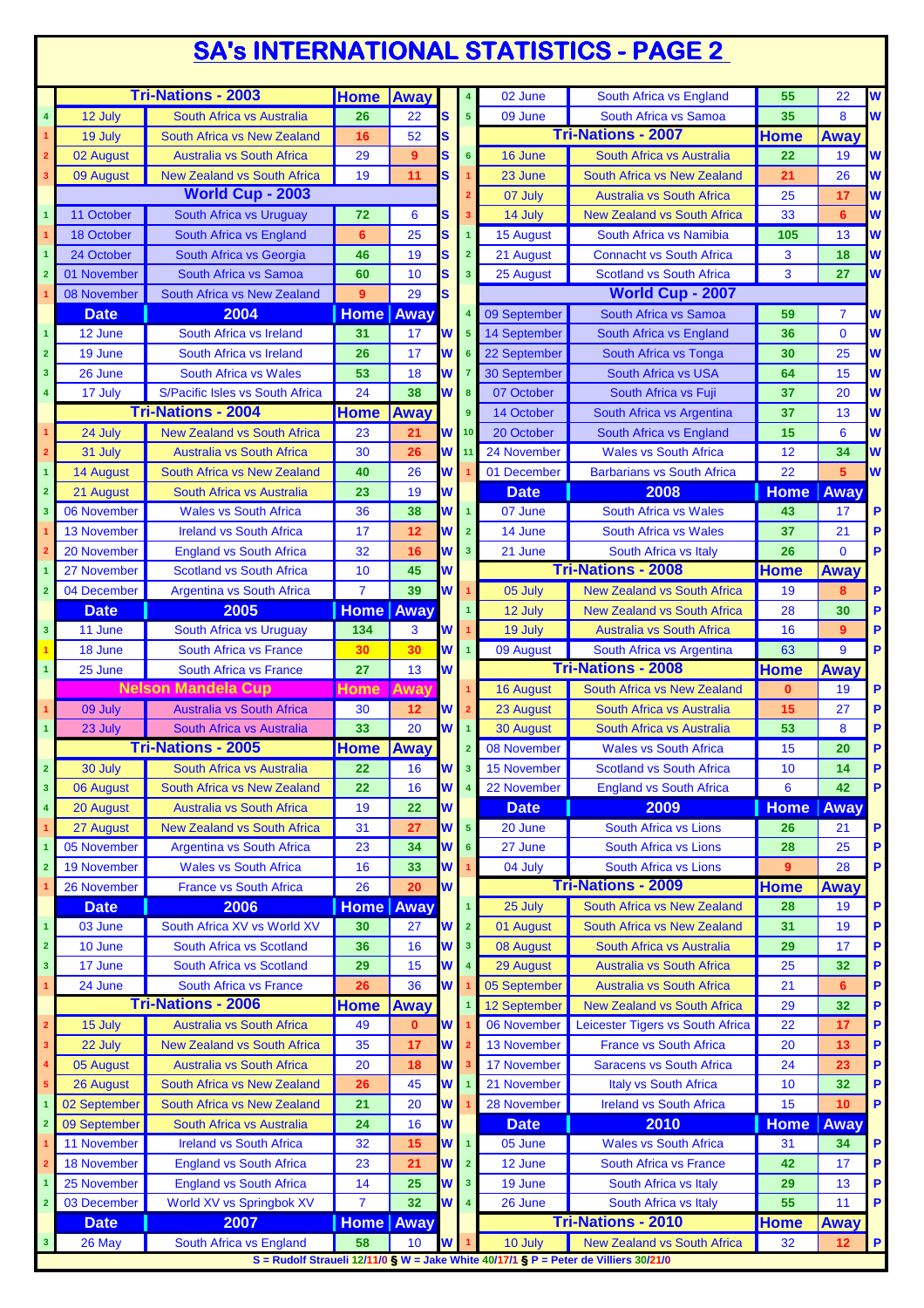# SA's INTERNATIONAL STATISTICS - PAGE 2

| # | Date | Tri-Nations - 2003 | Home | Away | Coach |
|---|---|---|---|---|---|
| 4 | 12 July | South Africa vs Australia | 26 | 22 | S |
| 1 | 19 July | South Africa vs New Zealand | 16 | 52 | S |
| 2 | 02 August | Australia vs South Africa | 29 | 9 | S |
| 3 | 09 August | New Zealand vs South Africa | 19 | 11 | S |
| | | **World Cup - 2003** | | | |
| 1 | 11 October | South Africa vs Uruguay | 72 | 6 | S |
| 1 | 18 October | South Africa vs England | 6 | 25 | S |
| 1 | 24 October | South Africa vs Georgia | 46 | 19 | S |
| 2 | 01 November | South Africa vs Samoa | 60 | 10 | S |
| 1 | 08 November | South Africa vs New Zealand | 9 | 29 | S |
| | **Date** | **2004** | **Home** | **Away** | |
| 1 | 12 June | South Africa vs Ireland | 31 | 17 | W |
| 2 | 19 June | South Africa vs Ireland | 26 | 17 | W |
| 3 | 26 June | South Africa vs Wales | 53 | 18 | W |
| 4 | 17 July | S/Pacific Isles vs South Africa | 24 | 38 | W |
| | | **Tri-Nations - 2004** | **Home** | **Away** | |
| 1 | 24 July | New Zealand vs South Africa | 23 | 21 | W |
| 2 | 31 July | Australia vs South Africa | 30 | 26 | W |
| 1 | 14 August | South Africa vs New Zealand | 40 | 26 | W |
| 2 | 21 August | South Africa vs Australia | 23 | 19 | W |
| 3 | 06 November | Wales vs South Africa | 36 | 38 | W |
| 1 | 13 November | Ireland vs South Africa | 17 | 12 | W |
| 2 | 20 November | England vs South Africa | 32 | 16 | W |
| 1 | 27 November | Scotland vs South Africa | 10 | 45 | W |
| 2 | 04 December | Argentina vs South Africa | 7 | 39 | W |
| | **Date** | **2005** | **Home** | **Away** | |
| 3 | 11 June | South Africa vs Uruguay | 134 | 3 | W |
| 1 | 18 June | South Africa vs France | 30 | 30 | W |
| 1 | 25 June | South Africa vs France | 27 | 13 | W |
| | | **Nelson Mandela Cup** | **Home** | **Away** | |
| 1 | 09 July | Australia vs South Africa | 30 | 12 | W |
| 1 | 23 July | South Africa vs Australia | 33 | 20 | W |
| | | **Tri-Nations - 2005** | **Home** | **Away** | |
| 2 | 30 July | South Africa vs Australia | 22 | 16 | W |
| 3 | 06 August | South Africa vs New Zealand | 22 | 16 | W |
| 4 | 20 August | Australia vs South Africa | 19 | 22 | W |
| 1 | 27 August | New Zealand vs South Africa | 31 | 27 | W |
| 1 | 05 November | Argentina vs South Africa | 23 | 34 | W |
| 2 | 19 November | Wales vs South Africa | 16 | 33 | W |
| 1 | 26 November | France vs South Africa | 26 | 20 | W |
| | **Date** | **2006** | **Home** | **Away** | |
| 1 | 03 June | South Africa XV vs World XV | 30 | 27 | W |
| 2 | 10 June | South Africa vs Scotland | 36 | 16 | W |
| 3 | 17 June | South Africa vs Scotland | 29 | 15 | W |
| 1 | 24 June | South Africa vs France | 26 | 36 | W |
| | | **Tri-Nations - 2006** | **Home** | **Away** | |
| 2 | 15 July | Australia vs South Africa | 49 | 0 | W |
| 3 | 22 July | New Zealand vs South Africa | 35 | 17 | W |
| 4 | 05 August | Australia vs South Africa | 20 | 18 | W |
| 5 | 26 August | South Africa vs New Zealand | 26 | 45 | W |
| 1 | 02 September | South Africa vs New Zealand | 21 | 20 | W |
| 2 | 09 September | South Africa vs Australia | 24 | 16 | W |
| 1 | 11 November | Ireland vs South Africa | 32 | 15 | W |
| 2 | 18 November | England vs South Africa | 23 | 21 | W |
| 1 | 25 November | England vs South Africa | 14 | 25 | W |
| 2 | 03 December | World XV vs Springbok XV | 7 | 32 | W |
| | **Date** | **2007** | **Home** | **Away** | |
| 3 | 26 May | South Africa vs England | 58 | 10 | W |
| 4 | 02 June | South Africa vs England | 55 | 22 | W |
| 5 | 09 June | South Africa vs Samoa | 35 | 8 | W |
| | | **Tri-Nations - 2007** | **Home** | **Away** | |
| 6 | 16 June | South Africa vs Australia | 22 | 19 | W |
| 1 | 23 June | South Africa vs New Zealand | 21 | 26 | W |
| 2 | 07 July | Australia vs South Africa | 25 | 17 | W |
| 3 | 14 July | New Zealand vs South Africa | 33 | 6 | W |
| 1 | 15 August | South Africa vs Namibia | 105 | 13 | W |
| 2 | 21 August | Connacht vs South Africa | 3 | 18 | W |
| 3 | 25 August | Scotland vs South Africa | 3 | 27 | W |
| | | **World Cup - 2007** | | | |
| 4 | 09 September | South Africa vs Samoa | 59 | 7 | W |
| 5 | 14 September | South Africa vs England | 36 | 0 | W |
| 6 | 22 September | South Africa vs Tonga | 30 | 25 | W |
| 7 | 30 September | South Africa vs USA | 64 | 15 | W |
| 8 | 07 October | South Africa vs Fuji | 37 | 20 | W |
| 9 | 14 October | South Africa vs Argentina | 37 | 13 | W |
| 10 | 20 October | South Africa vs England | 15 | 6 | W |
| 11 | 24 November | Wales vs South Africa | 12 | 34 | W |
| 1 | 01 December | Barbarians vs South Africa | 22 | 5 | W |
| | **Date** | **2008** | **Home** | **Away** | |
| 1 | 07 June | South Africa vs Wales | 43 | 17 | P |
| 2 | 14 June | South Africa vs Wales | 37 | 21 | P |
| 3 | 21 June | South Africa vs Italy | 26 | 0 | P |
| | | **Tri-Nations - 2008** | **Home** | **Away** | |
| 1 | 05 July | New Zealand vs South Africa | 19 | 8 | P |
| 1 | 12 July | New Zealand vs South Africa | 28 | 30 | P |
| 1 | 19 July | Australia vs South Africa | 16 | 9 | P |
| 1 | 09 August | South Africa vs Argentina | 63 | 9 | P |
| | | **Tri-Nations - 2008** | **Home** | **Away** | |
| 1 | 16 August | South Africa vs New Zealand | 0 | 19 | P |
| 2 | 23 August | South Africa vs Australia | 15 | 27 | P |
| 1 | 30 August | South Africa vs Australia | 53 | 8 | P |
| 2 | 08 November | Wales vs South Africa | 15 | 20 | P |
| 3 | 15 November | Scotland vs South Africa | 10 | 14 | P |
| 4 | 22 November | England vs South Africa | 6 | 42 | P |
| | **Date** | **2009** | **Home** | **Away** | |
| 5 | 20 June | South Africa vs Lions | 26 | 21 | P |
| 6 | 27 June | South Africa vs Lions | 28 | 25 | P |
| 1 | 04 July | South Africa vs Lions | 9 | 28 | P |
| | | **Tri-Nations - 2009** | **Home** | **Away** | |
| 1 | 25 July | South Africa vs New Zealand | 28 | 19 | P |
| 2 | 01 August | South Africa vs New Zealand | 31 | 19 | P |
| 3 | 08 August | South Africa vs Australia | 29 | 17 | P |
| 4 | 29 August | Australia vs South Africa | 25 | 32 | P |
| 1 | 05 September | Australia vs South Africa | 21 | 6 | P |
| 1 | 12 September | New Zealand vs South Africa | 29 | 32 | P |
| 1 | 06 November | Leicester Tigers vs South Africa | 22 | 17 | P |
| 2 | 13 November | France vs South Africa | 20 | 13 | P |
| 3 | 17 November | Saracens vs South Africa | 24 | 23 | P |
| 1 | 21 November | Italy vs South Africa | 10 | 32 | P |
| 1 | 28 November | Ireland vs South Africa | 15 | 10 | P |
| | **Date** | **2010** | **Home** | **Away** | |
| 1 | 05 June | Wales vs South Africa | 31 | 34 | P |
| 2 | 12 June | South Africa vs France | 42 | 17 | P |
| 3 | 19 June | South Africa vs Italy | 29 | 13 | P |
| 4 | 26 June | South Africa vs Italy | 55 | 11 | P |
| | | **Tri-Nations - 2010** | **Home** | **Away** | |
| 1 | 10 July | New Zealand vs South Africa | 32 | 12 | P |

S = Rudolf Straueli 12/11/0 § W = Jake White 40/17/1 § P = Peter de Villiers 30/21/0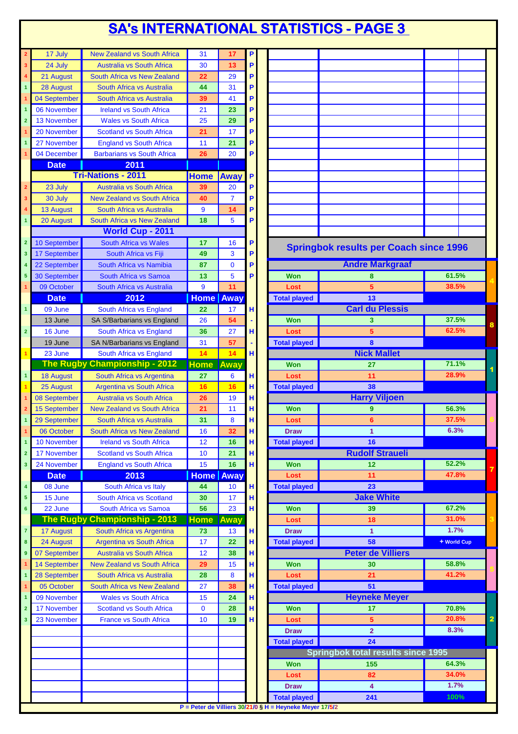# SA's INTERNATIONAL STATISTICS - PAGE 3

| # | Date | Match | Home | Away | Coach |
|---|---|---|---|---|---|
| 2 | 17 July | New Zealand vs South Africa | 31 | 17 | P |
| 3 | 24 July | Australia vs South Africa | 30 | 13 | P |
| 4 | 21 August | South Africa vs New Zealand | 22 | 29 | P |
| 1 | 28 August | South Africa vs Australia | 44 | 31 | P |
| 1 | 04 September | South Africa vs Australia | 39 | 41 | P |
| 1 | 06 November | Ireland vs South Africa | 21 | 23 | P |
| 2 | 13 November | Wales vs South Africa | 25 | 29 | P |
| 1 | 20 November | Scotland vs South Africa | 21 | 17 | P |
| 1 | 27 November | England vs South Africa | 11 | 21 | P |
| 1 | 04 December | Barbarians vs South Africa | 26 | 20 | P |
| | **Date** | **2011** | | | |
| | | **Tri-Nations - 2011** | **Home** | **Away** | P |
| 2 | 23 July | Australia vs South Africa | 39 | 20 | P |
| 3 | 30 July | New Zealand vs South Africa | 40 | 7 | P |
| 4 | 13 August | South Africa vs Australia | 9 | 14 | P |
| 1 | 20 August | South Africa vs New Zealand | 18 | 5 | P |
| | | **World Cup - 2011** | | | |
| 2 | 10 September | South Africa vs Wales | 17 | 16 | P |
| 3 | 17 September | South Africa vs Fiji | 49 | 3 | P |
| 4 | 22 September | South Africa vs Namibia | 87 | 0 | P |
| 5 | 30 September | South Africa vs Samoa | 13 | 5 | P |
| 1 | 09 October | South Africa vs Australia | 9 | 11 | |
| | **Date** | **2012** | **Home** | **Away** | |
| 1 | 09 June | South Africa vs England | 22 | 17 | H |
| | 13 June | SA S/Barbarians vs England | 26 | 54 | - |
| 2 | 16 June | South Africa vs England | 36 | 27 | H |
| | 19 June | SA N/Barbarians vs England | 31 | 57 | - |
| 1 | 23 June | South Africa vs England | 14 | 14 | H |
| | | **The Rugby Championship - 2012** | **Home** | **Away** | |
| 1 | 18 August | South Africa vs Argentina | 27 | 6 | H |
| 1 | 25 August | Argentina vs South Africa | 16 | 16 | H |
| 1 | 08 September | Australia vs South Africa | 26 | 19 | H |
| 2 | 15 September | New Zealand vs South Africa | 21 | 11 | H |
| 1 | 29 September | South Africa vs Australia | 31 | 8 | H |
| 1 | 06 October | South Africa vs New Zealand | 16 | 32 | H |
| 1 | 10 November | Ireland vs South Africa | 12 | 16 | H |
| 2 | 17 November | Scotland vs South Africa | 10 | 21 | H |
| 3 | 24 November | England vs South Africa | 15 | 16 | H |
| | **Date** | **2013** | **Home** | **Away** | |
| 4 | 08 June | South Africa vs Italy | 44 | 10 | H |
| 5 | 15 June | South Africa vs Scotland | 30 | 17 | H |
| 6 | 22 June | South Africa vs Samoa | 56 | 23 | H |
| | | **The Rugby Championship - 2013** | **Home** | **Away** | |
| 7 | 17 August | South Africa vs Argentina | 73 | 13 | H |
| 8 | 24 August | Argentina vs South Africa | 17 | 22 | H |
| 9 | 07 September | Australia vs South Africa | 12 | 38 | H |
| 1 | 14 September | New Zealand vs South Africa | 29 | 15 | H |
| 1 | 28 September | South Africa vs Australia | 28 | 8 | H |
| 1 | 05 October | South Africa vs New Zealand | 27 | 38 | H |
| 1 | 09 November | Wales vs South Africa | 15 | 24 | H |
| 2 | 17 November | Scotland vs South Africa | 0 | 28 | H |
| 3 | 23 November | France vs South Africa | 10 | 19 | H |

## Springbok results per Coach since 1996

| | | | Rank |
|---|---|---|---|
| **Andre Markgraaf** | | | 4 |
| Won | 8 | 61.5% | |
| Lost | 5 | 38.5% | |
| Total played | 13 | | |
| **Carl du Plessis** | | | 8 |
| Won | 3 | 37.5% | |
| Lost | 5 | 62.5% | |
| Total played | 8 | | |
| **Nick Mallet** | | | 1 |
| Won | 27 | 71.1% | |
| Lost | 11 | 28.9% | |
| Total played | 38 | | |
| **Harry Viljoen** | | | 6 |
| Won | 9 | 56.3% | |
| Lost | 6 | 37.5% | |
| Draw | 1 | 6.3% | |
| Total played | 16 | | |
| **Rudolf Straueli** | | | 7 |
| Won | 12 | 52.2% | |
| Lost | 11 | 47.8% | |
| Total played | 23 | | |
| **Jake White** | | | 3 |
| Won | 39 | 67.2% | |
| Lost | 18 | 31.0% | |
| Draw | 1 | 1.7% | |
| Total played | 58 | + World Cup | |
| **Peter de Villiers** | | | 5 |
| Won | 30 | 58.8% | |
| Lost | 21 | 41.2% | |
| Total played | 51 | | |
| **Heyneke Meyer** | | | 2 |
| Won | 17 | 70.8% | |
| Lost | 5 | 20.8% | |
| Draw | 2 | 8.3% | |
| Total played | 24 | | |
| **Springbok total results since 1995** | | | |
| Won | 155 | 64.3% | |
| Lost | 82 | 34.0% | |
| Draw | 4 | 1.7% | |
| Total played | 241 | 100% | |

P = Peter de Villiers 30/21/0 § H = Heyneke Meyer 17/5/2